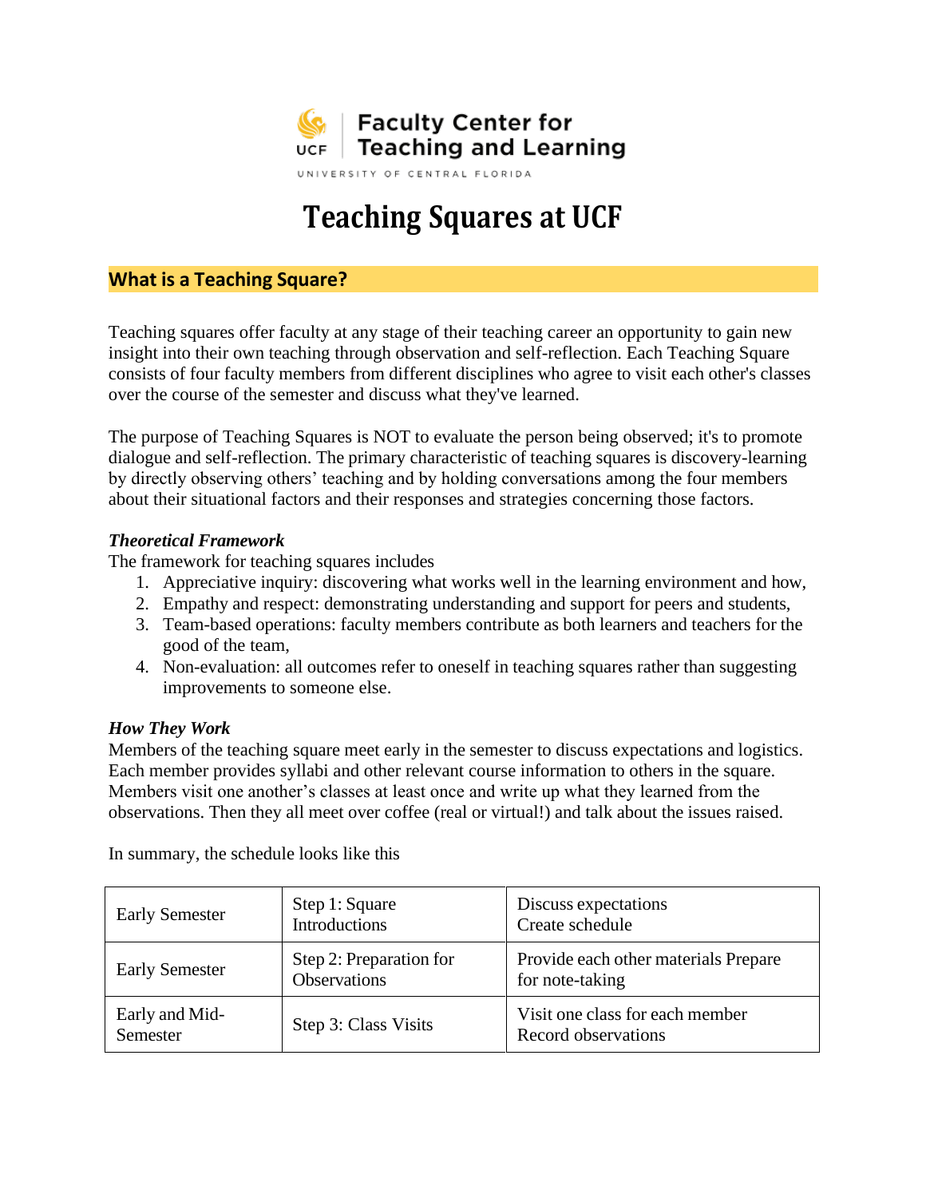Faculty Center for Teaching and Learning

UNIVERSITY OF CENTRAL FLORIDA

# Teaching Squares at UCF

## What is a Teaching Square?

Teaching squares offer faculty at any stage of their teaching career an opportunity to gain new insight into their own teaching through observation and self-reflection. Each Teaching Square consists of four faculty members from different disciplines who agree to visit each other's classes over the course of the semester and discuss what they've learned.

The purpose of Teaching Squares is NOT to evaluate the person being observed; it's to promote dialogue and self-reflection. The primary characteristic of teaching squares is discovery-learning by directly observing others' teaching and by holding conversations among the four members about their situational factors and their responses and strategies concerning those factors.

### *Theoretical Framework*

The framework for teaching squares includes

1. Appreciative inquiry: discovering what works well in the learning environment and how,
2. Empathy and respect: demonstrating understanding and support for peers and students,
3. Team-based operations: faculty members contribute as both learners and teachers for the good of the team,
4. Non-evaluation: all outcomes refer to oneself in teaching squares rather than suggesting improvements to someone else.

### *How They Work*

Members of the teaching square meet early in the semester to discuss expectations and logistics. Each member provides syllabi and other relevant course information to others in the square. Members visit one another's classes at least once and write up what they learned from the observations. Then they all meet over coffee (real or virtual!) and talk about the issues raised.

In summary, the schedule looks like this

| | | |
|---|---|---|
| Early Semester | Step 1: Square Introductions | Discuss expectations<br>Create schedule |
| Early Semester | Step 2: Preparation for Observations | Provide each other materials Prepare for note-taking |
| Early and Mid-Semester | Step 3: Class Visits | Visit one class for each member<br>Record observations |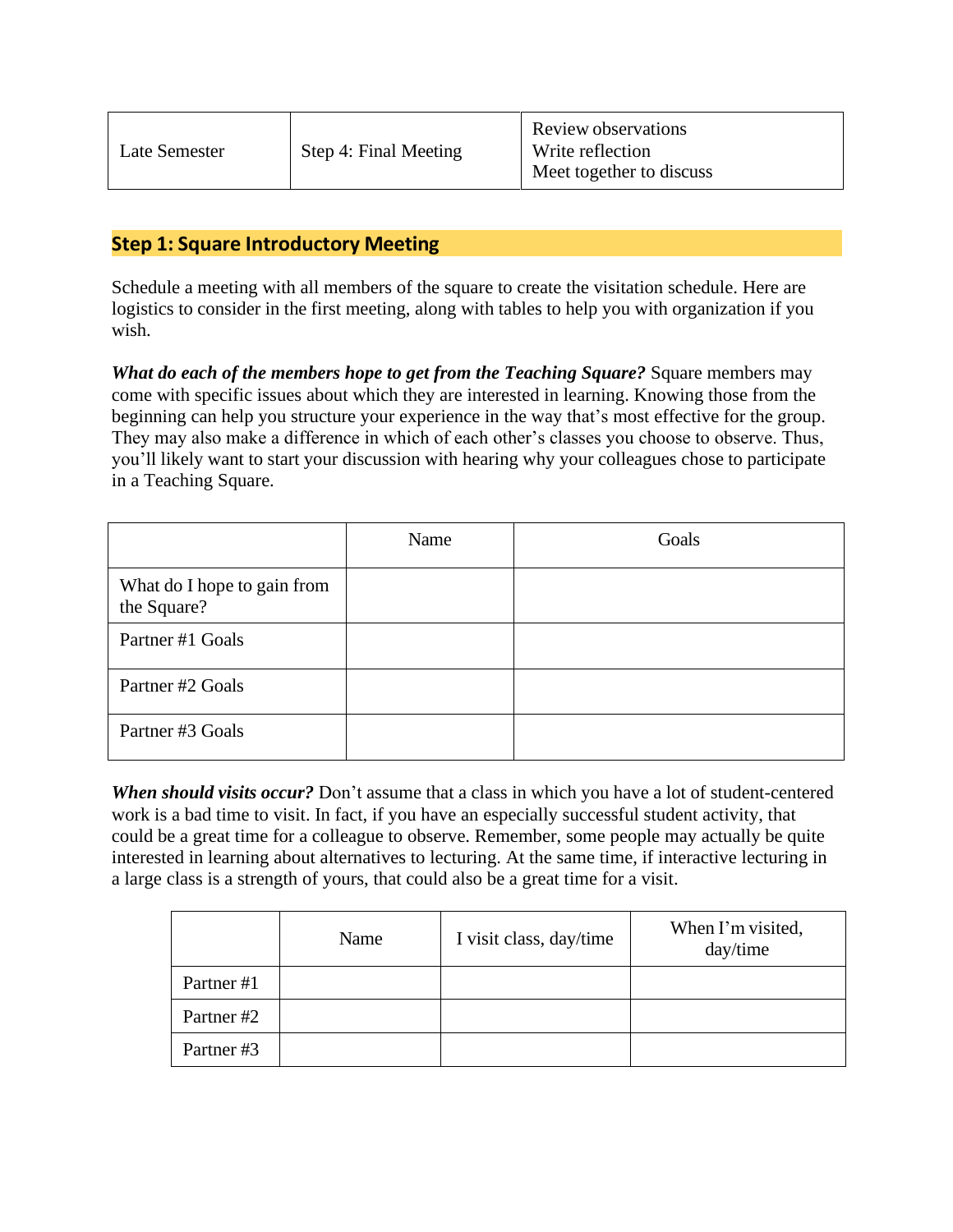| Late Semester | Step 4: Final Meeting | Review observations<br>Write reflection<br>Meet together to discuss |
|---|---|---|

## Step 1: Square Introductory Meeting

Schedule a meeting with all members of the square to create the visitation schedule. Here are logistics to consider in the first meeting, along with tables to help you with organization if you wish.

***What do each of the members hope to get from the Teaching Square?*** Square members may come with specific issues about which they are interested in learning. Knowing those from the beginning can help you structure your experience in the way that's most effective for the group. They may also make a difference in which of each other's classes you choose to observe. Thus, you'll likely want to start your discussion with hearing why your colleagues chose to participate in a Teaching Square.

| | Name | Goals |
|---|---|---|
| What do I hope to gain from the Square? | | |
| Partner #1 Goals | | |
| Partner #2 Goals | | |
| Partner #3 Goals | | |

***When should visits occur?*** Don't assume that a class in which you have a lot of student-centered work is a bad time to visit. In fact, if you have an especially successful student activity, that could be a great time for a colleague to observe. Remember, some people may actually be quite interested in learning about alternatives to lecturing. At the same time, if interactive lecturing in a large class is a strength of yours, that could also be a great time for a visit.

| | Name | I visit class, day/time | When I'm visited, day/time |
|---|---|---|---|
| Partner #1 | | | |
| Partner #2 | | | |
| Partner #3 | | | |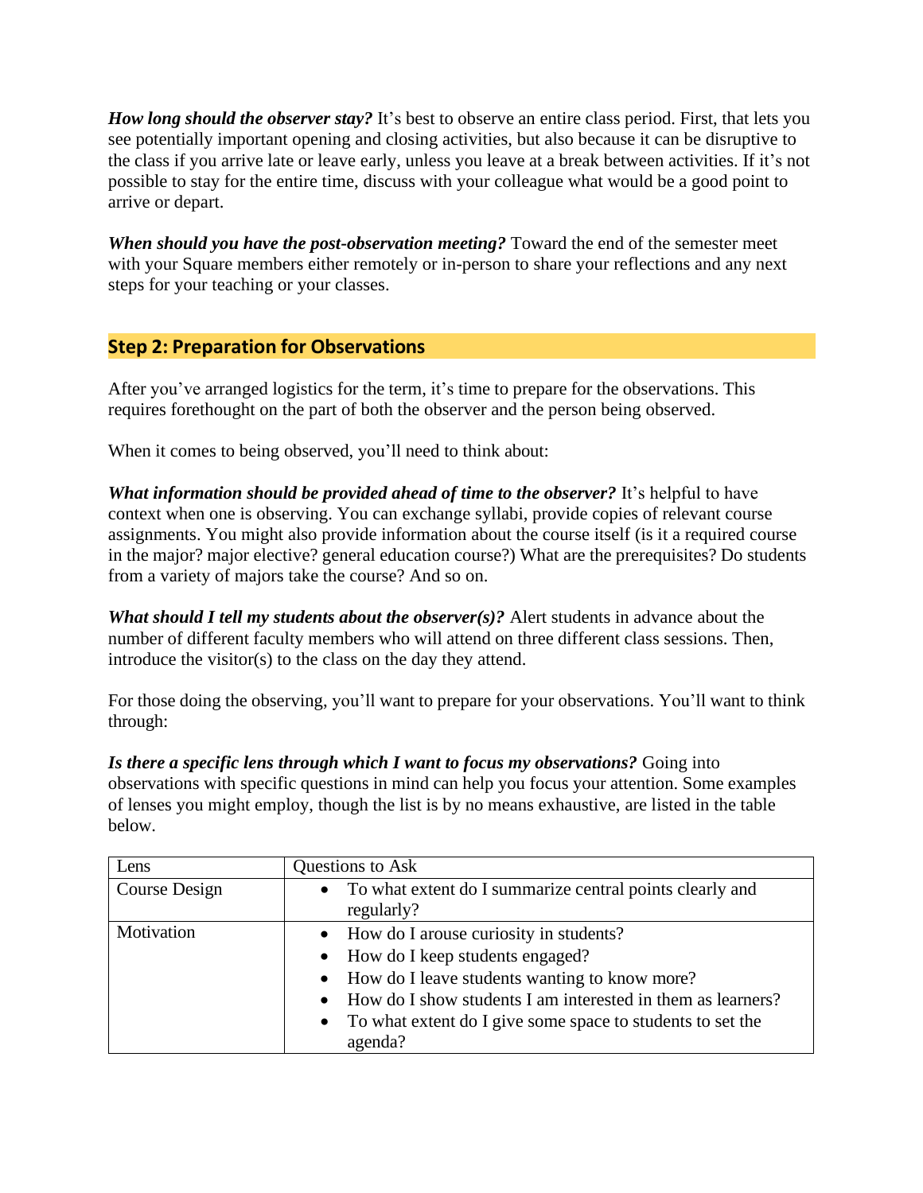***How long should the observer stay?*** It's best to observe an entire class period. First, that lets you see potentially important opening and closing activities, but also because it can be disruptive to the class if you arrive late or leave early, unless you leave at a break between activities. If it's not possible to stay for the entire time, discuss with your colleague what would be a good point to arrive or depart.

***When should you have the post-observation meeting?*** Toward the end of the semester meet with your Square members either remotely or in-person to share your reflections and any next steps for your teaching or your classes.

## Step 2: Preparation for Observations

After you've arranged logistics for the term, it's time to prepare for the observations. This requires forethought on the part of both the observer and the person being observed.

When it comes to being observed, you'll need to think about:

***What information should be provided ahead of time to the observer?*** It's helpful to have context when one is observing. You can exchange syllabi, provide copies of relevant course assignments. You might also provide information about the course itself (is it a required course in the major? major elective? general education course?) What are the prerequisites? Do students from a variety of majors take the course? And so on.

***What should I tell my students about the observer(s)?*** Alert students in advance about the number of different faculty members who will attend on three different class sessions. Then, introduce the visitor(s) to the class on the day they attend.

For those doing the observing, you'll want to prepare for your observations. You'll want to think through:

***Is there a specific lens through which I want to focus my observations?*** Going into observations with specific questions in mind can help you focus your attention. Some examples of lenses you might employ, though the list is by no means exhaustive, are listed in the table below.

| Lens | Questions to Ask |
| --- | --- |
| Course Design | • To what extent do I summarize central points clearly and regularly? |
| Motivation | • How do I arouse curiosity in students?<br>• How do I keep students engaged?<br>• How do I leave students wanting to know more?<br>• How do I show students I am interested in them as learners?<br>• To what extent do I give some space to students to set the agenda? |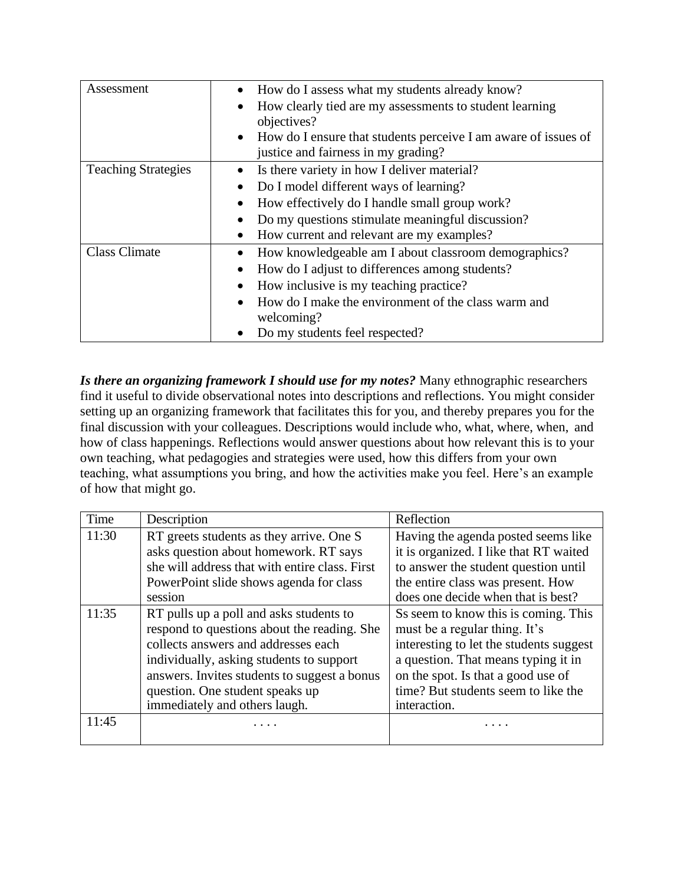| | |
|---|---|
| Assessment | • How do I assess what my students already know?<br>• How clearly tied are my assessments to student learning objectives?<br>• How do I ensure that students perceive I am aware of issues of justice and fairness in my grading? |
| Teaching Strategies | • Is there variety in how I deliver material?<br>• Do I model different ways of learning?<br>• How effectively do I handle small group work?<br>• Do my questions stimulate meaningful discussion?<br>• How current and relevant are my examples? |
| Class Climate | • How knowledgeable am I about classroom demographics?<br>• How do I adjust to differences among students?<br>• How inclusive is my teaching practice?<br>• How do I make the environment of the class warm and welcoming?<br>• Do my students feel respected? |

***Is there an organizing framework I should use for my notes?*** Many ethnographic researchers find it useful to divide observational notes into descriptions and reflections. You might consider setting up an organizing framework that facilitates this for you, and thereby prepares you for the final discussion with your colleagues. Descriptions would include who, what, where, when, and how of class happenings. Reflections would answer questions about how relevant this is to your own teaching, what pedagogies and strategies were used, how this differs from your own teaching, what assumptions you bring, and how the activities make you feel. Here's an example of how that might go.

| Time | Description | Reflection |
|---|---|---|
| 11:30 | RT greets students as they arrive. One S asks question about homework. RT says she will address that with entire class. First PowerPoint slide shows agenda for class session | Having the agenda posted seems like it is organized. I like that RT waited to answer the student question until the entire class was present. How does one decide when that is best? |
| 11:35 | RT pulls up a poll and asks students to respond to questions about the reading. She collects answers and addresses each individually, asking students to support answers. Invites students to suggest a bonus question. One student speaks up immediately and others laugh. | Ss seem to know this is coming. This must be a regular thing. It's interesting to let the students suggest a question. That means typing it in on the spot. Is that a good use of time? But students seem to like the interaction. |
| 11:45 | . . . . | . . . . |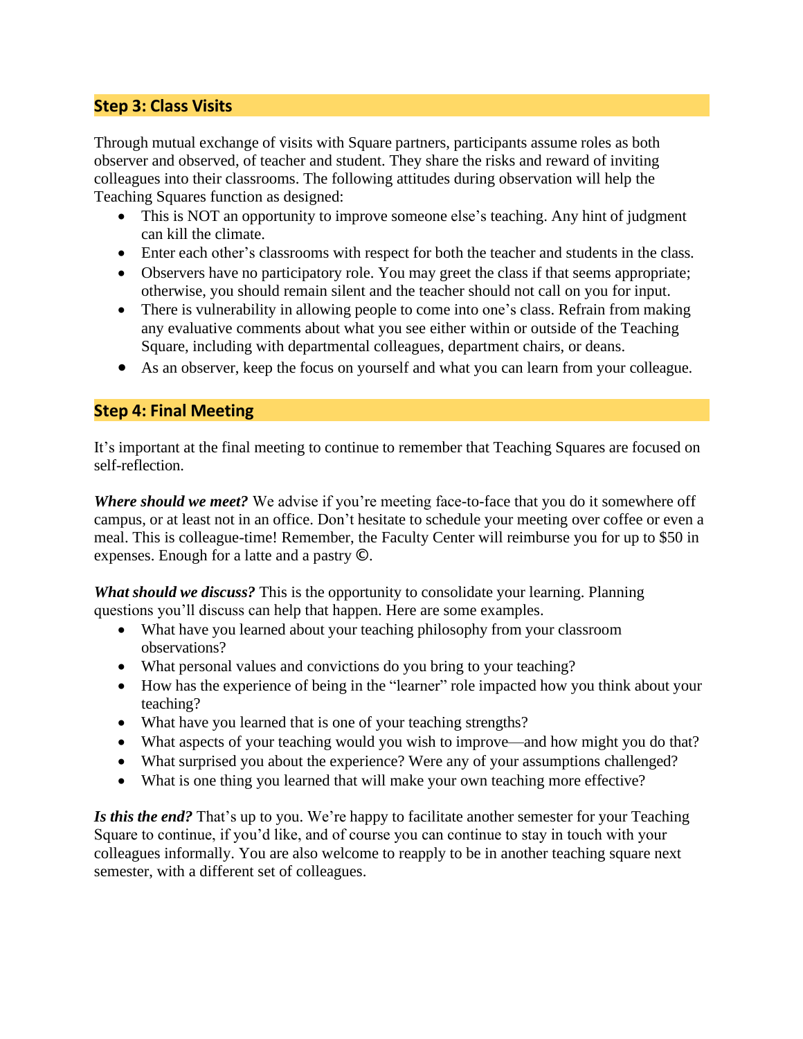## Step 3: Class Visits

Through mutual exchange of visits with Square partners, participants assume roles as both observer and observed, of teacher and student. They share the risks and reward of inviting colleagues into their classrooms. The following attitudes during observation will help the Teaching Squares function as designed:

- This is NOT an opportunity to improve someone else's teaching. Any hint of judgment can kill the climate.
- Enter each other's classrooms with respect for both the teacher and students in the class.
- Observers have no participatory role. You may greet the class if that seems appropriate; otherwise, you should remain silent and the teacher should not call on you for input.
- There is vulnerability in allowing people to come into one's class. Refrain from making any evaluative comments about what you see either within or outside of the Teaching Square, including with departmental colleagues, department chairs, or deans.
- As an observer, keep the focus on yourself and what you can learn from your colleague.

## Step 4: Final Meeting

It's important at the final meeting to continue to remember that Teaching Squares are focused on self-reflection.

***Where should we meet?*** We advise if you're meeting face-to-face that you do it somewhere off campus, or at least not in an office. Don't hesitate to schedule your meeting over coffee or even a meal. This is colleague-time! Remember, the Faculty Center will reimburse you for up to $50 in expenses. Enough for a latte and a pastry ©.

***What should we discuss?*** This is the opportunity to consolidate your learning. Planning questions you'll discuss can help that happen. Here are some examples.

- What have you learned about your teaching philosophy from your classroom observations?
- What personal values and convictions do you bring to your teaching?
- How has the experience of being in the "learner" role impacted how you think about your teaching?
- What have you learned that is one of your teaching strengths?
- What aspects of your teaching would you wish to improve—and how might you do that?
- What surprised you about the experience? Were any of your assumptions challenged?
- What is one thing you learned that will make your own teaching more effective?

***Is this the end?*** That's up to you. We're happy to facilitate another semester for your Teaching Square to continue, if you'd like, and of course you can continue to stay in touch with your colleagues informally. You are also welcome to reapply to be in another teaching square next semester, with a different set of colleagues.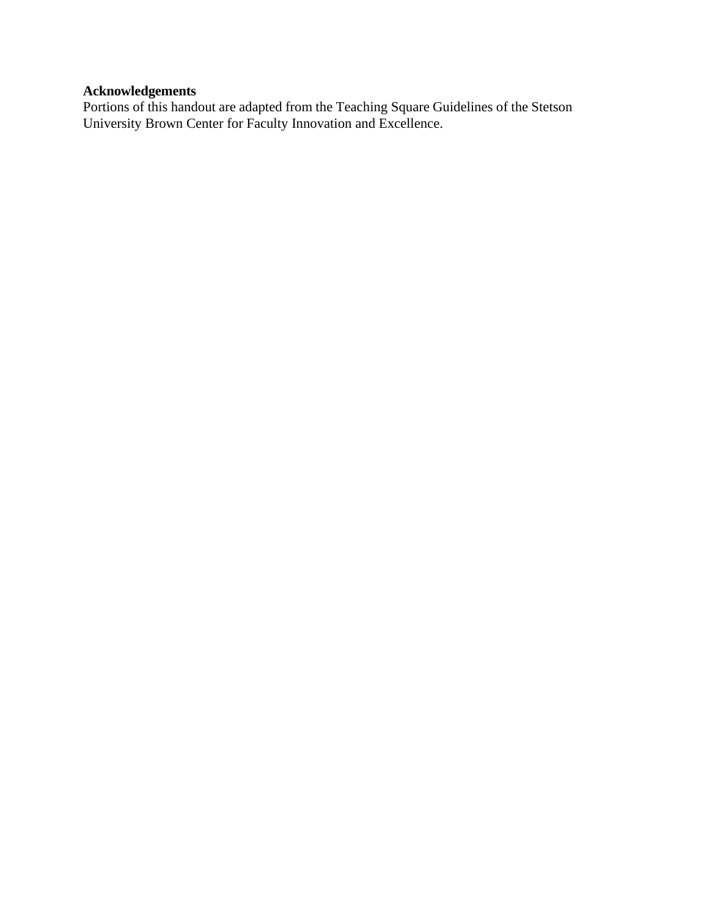**Acknowledgements**

Portions of this handout are adapted from the Teaching Square Guidelines of the Stetson University Brown Center for Faculty Innovation and Excellence.